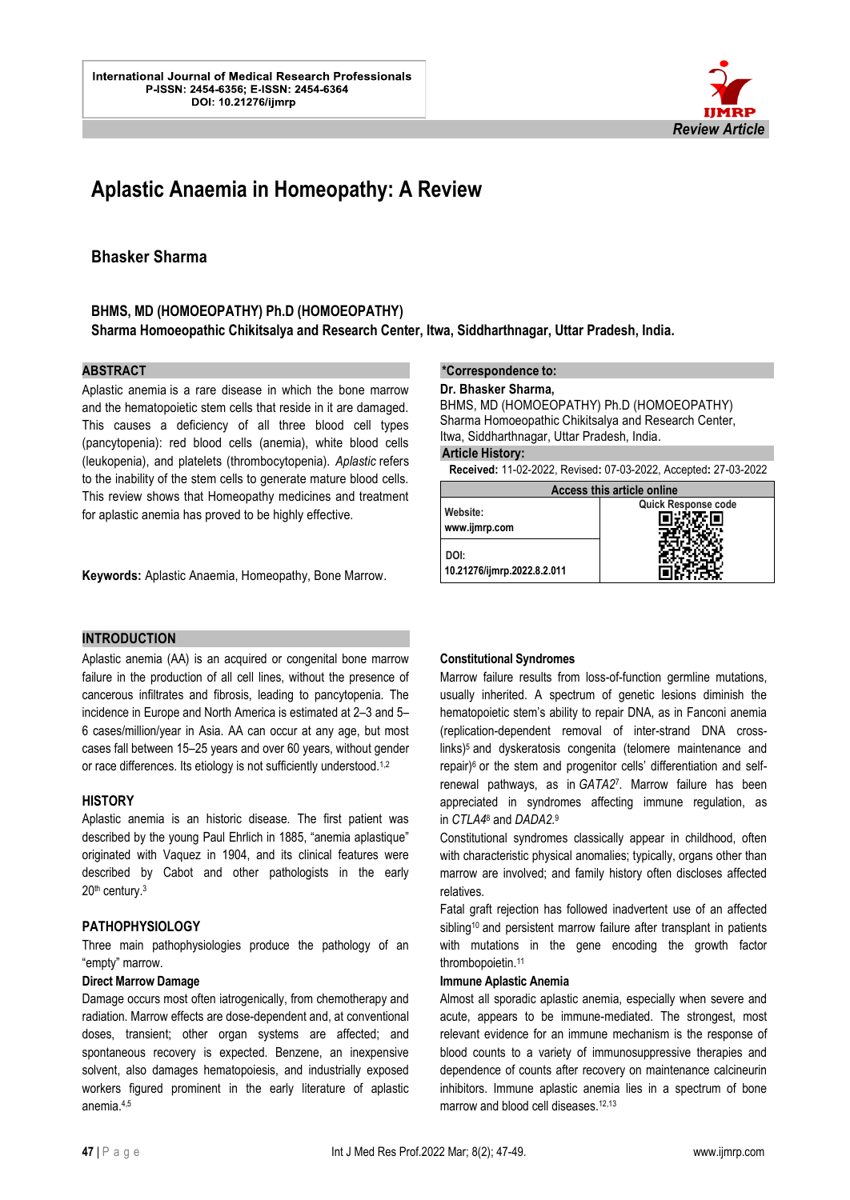International Journal of Medical Research Professionals
P-ISSN: 2454-6356; E-ISSN: 2454-6364
DOI: 10.21276/ijmrp

Review Article

# Aplastic Anaemia in Homeopathy: A Review

## Bhasker Sharma

**BHMS, MD (HOMOEOPATHY) Ph.D (HOMOEOPATHY)**
**Sharma Homoeopathic Chikitsalya and Research Center, Itwa, Siddharthnagar, Uttar Pradesh, India.**

### ABSTRACT

Aplastic anemia is a rare disease in which the bone marrow and the hematopoietic stem cells that reside in it are damaged. This causes a deficiency of all three blood cell types (pancytopenia): red blood cells (anemia), white blood cells (leukopenia), and platelets (thrombocytopenia). *Aplastic* refers to the inability of the stem cells to generate mature blood cells. This review shows that Homeopathy medicines and treatment for aplastic anemia has proved to be highly effective.

**Keywords:** Aplastic Anaemia, Homeopathy, Bone Marrow.

**\*Correspondence to:**
**Dr. Bhasker Sharma,**
BHMS, MD (HOMOEOPATHY) Ph.D (HOMOEOPATHY)
Sharma Homoeopathic Chikitsalya and Research Center,
Itwa, Siddharthnagar, Uttar Pradesh, India.

**Article History:**
**Received:** 11-02-2022, Revised**:** 07-03-2022, Accepted**:** 27-03-2022

| Access this article online | |
|---|---|
| Website: www.ijmrp.com | Quick Response code |
| DOI: 10.21276/ijmrp.2022.8.2.011 | |

### INTRODUCTION

Aplastic anemia (AA) is an acquired or congenital bone marrow failure in the production of all cell lines, without the presence of cancerous infiltrates and fibrosis, leading to pancytopenia. The incidence in Europe and North America is estimated at 2–3 and 5–6 cases/million/year in Asia. AA can occur at any age, but most cases fall between 15–25 years and over 60 years, without gender or race differences. Its etiology is not sufficiently understood.[1,2]

### HISTORY

Aplastic anemia is an historic disease. The first patient was described by the young Paul Ehrlich in 1885, "anemia aplastique" originated with Vaquez in 1904, and its clinical features were described by Cabot and other pathologists in the early 20th century.[3]

### PATHOPHYSIOLOGY

Three main pathophysiologies produce the pathology of an "empty" marrow.

#### Direct Marrow Damage

Damage occurs most often iatrogenically, from chemotherapy and radiation. Marrow effects are dose-dependent and, at conventional doses, transient; other organ systems are affected; and spontaneous recovery is expected. Benzene, an inexpensive solvent, also damages hematopoiesis, and industrially exposed workers figured prominent in the early literature of aplastic anemia.[4,5]

#### Constitutional Syndromes

Marrow failure results from loss-of-function germline mutations, usually inherited. A spectrum of genetic lesions diminish the hematopoietic stem's ability to repair DNA, as in Fanconi anemia (replication-dependent removal of inter-strand DNA cross-links)[5] and dyskeratosis congenita (telomere maintenance and repair)[6] or the stem and progenitor cells' differentiation and self-renewal pathways, as in *GATA2*[7]. Marrow failure has been appreciated in syndromes affecting immune regulation, as in *CTLA4*[8] and *DADA2*.[9]

Constitutional syndromes classically appear in childhood, often with characteristic physical anomalies; typically, organs other than marrow are involved; and family history often discloses affected relatives.

Fatal graft rejection has followed inadvertent use of an affected sibling[10] and persistent marrow failure after transplant in patients with mutations in the gene encoding the growth factor thrombopoietin.[11]

#### Immune Aplastic Anemia

Almost all sporadic aplastic anemia, especially when severe and acute, appears to be immune-mediated. The strongest, most relevant evidence for an immune mechanism is the response of blood counts to a variety of immunosuppressive therapies and dependence of counts after recovery on maintenance calcineurin inhibitors. Immune aplastic anemia lies in a spectrum of bone marrow and blood cell diseases.[12,13]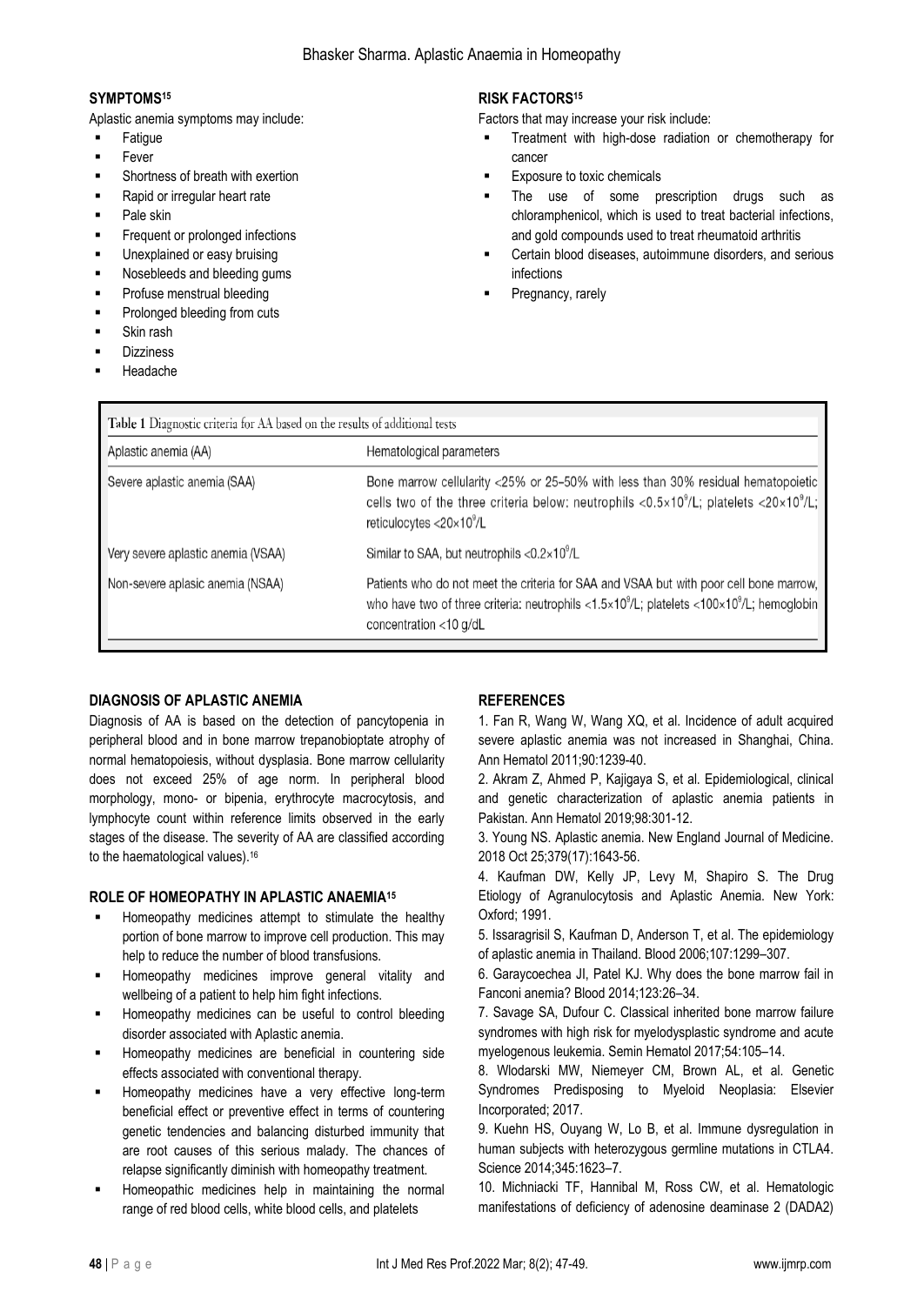## SYMPTOMS[15]

Aplastic anemia symptoms may include:

- Fatigue
- Fever
- Shortness of breath with exertion
- Rapid or irregular heart rate
- Pale skin
- Frequent or prolonged infections
- Unexplained or easy bruising
- Nosebleeds and bleeding gums
- Profuse menstrual bleeding
- Prolonged bleeding from cuts
- Skin rash
- Dizziness
- Headache

## RISK FACTORS[15]

Factors that may increase your risk include:

- Treatment with high-dose radiation or chemotherapy for cancer
- Exposure to toxic chemicals
- The use of some prescription drugs such as chloramphenicol, which is used to treat bacterial infections, and gold compounds used to treat rheumatoid arthritis
- Certain blood diseases, autoimmune disorders, and serious infections
- Pregnancy, rarely

Table 1 Diagnostic criteria for AA based on the results of additional tests

| Aplastic anemia (AA) | Hematological parameters |
|---|---|
| Severe aplastic anemia (SAA) | Bone marrow cellularity <25% or 25–50% with less than 30% residual hematopoietic cells two of the three criteria below: neutrophils $<0.5\times10^9$/L; platelets $<20\times10^9$/L; reticulocytes $<20\times10^9$/L |
| Very severe aplastic anemia (VSAA) | Similar to SAA, but neutrophils $<0.2\times10^9$/L |
| Non-severe aplasic anemia (NSAA) | Patients who do not meet the criteria for SAA and VSAA but with poor cell bone marrow, who have two of three criteria: neutrophils $<1.5\times10^9$/L; platelets $<100\times10^9$/L; hemoglobin concentration <10 g/dL |

## DIAGNOSIS OF APLASTIC ANEMIA

Diagnosis of AA is based on the detection of pancytopenia in peripheral blood and in bone marrow trepanobioptate atrophy of normal hematopoiesis, without dysplasia. Bone marrow cellularity does not exceed 25% of age norm. In peripheral blood morphology, mono- or bipenia, erythrocyte macrocytosis, and lymphocyte count within reference limits observed in the early stages of the disease. The severity of AA are classified according to the haematological values).[16]

## ROLE OF HOMEOPATHY IN APLASTIC ANAEMIA[15]

- Homeopathy medicines attempt to stimulate the healthy portion of bone marrow to improve cell production. This may help to reduce the number of blood transfusions.
- Homeopathy medicines improve general vitality and wellbeing of a patient to help him fight infections.
- Homeopathy medicines can be useful to control bleeding disorder associated with Aplastic anemia.
- Homeopathy medicines are beneficial in countering side effects associated with conventional therapy.
- Homeopathy medicines have a very effective long-term beneficial effect or preventive effect in terms of countering genetic tendencies and balancing disturbed immunity that are root causes of this serious malady. The chances of relapse significantly diminish with homeopathy treatment.
- Homeopathic medicines help in maintaining the normal range of red blood cells, white blood cells, and platelets

## REFERENCES

1. Fan R, Wang W, Wang XQ, et al. Incidence of adult acquired severe aplastic anemia was not increased in Shanghai, China. Ann Hematol 2011;90:1239-40.
2. Akram Z, Ahmed P, Kajigaya S, et al. Epidemiological, clinical and genetic characterization of aplastic anemia patients in Pakistan. Ann Hematol 2019;98:301-12.
3. Young NS. Aplastic anemia. New England Journal of Medicine. 2018 Oct 25;379(17):1643-56.
4. Kaufman DW, Kelly JP, Levy M, Shapiro S. The Drug Etiology of Agranulocytosis and Aplastic Anemia. New York: Oxford; 1991.
5. Issaragrisil S, Kaufman D, Anderson T, et al. The epidemiology of aplastic anemia in Thailand. Blood 2006;107:1299–307.
6. Garaycoechea JI, Patel KJ. Why does the bone marrow fail in Fanconi anemia? Blood 2014;123:26–34.
7. Savage SA, Dufour C. Classical inherited bone marrow failure syndromes with high risk for myelodysplastic syndrome and acute myelogenous leukemia. Semin Hematol 2017;54:105–14.
8. Wlodarski MW, Niemeyer CM, Brown AL, et al. Genetic Syndromes Predisposing to Myeloid Neoplasia: Elsevier Incorporated; 2017.
9. Kuehn HS, Ouyang W, Lo B, et al. Immune dysregulation in human subjects with heterozygous germline mutations in CTLA4. Science 2014;345:1623–7.
10. Michniacki TF, Hannibal M, Ross CW, et al. Hematologic manifestations of deficiency of adenosine deaminase 2 (DADA2)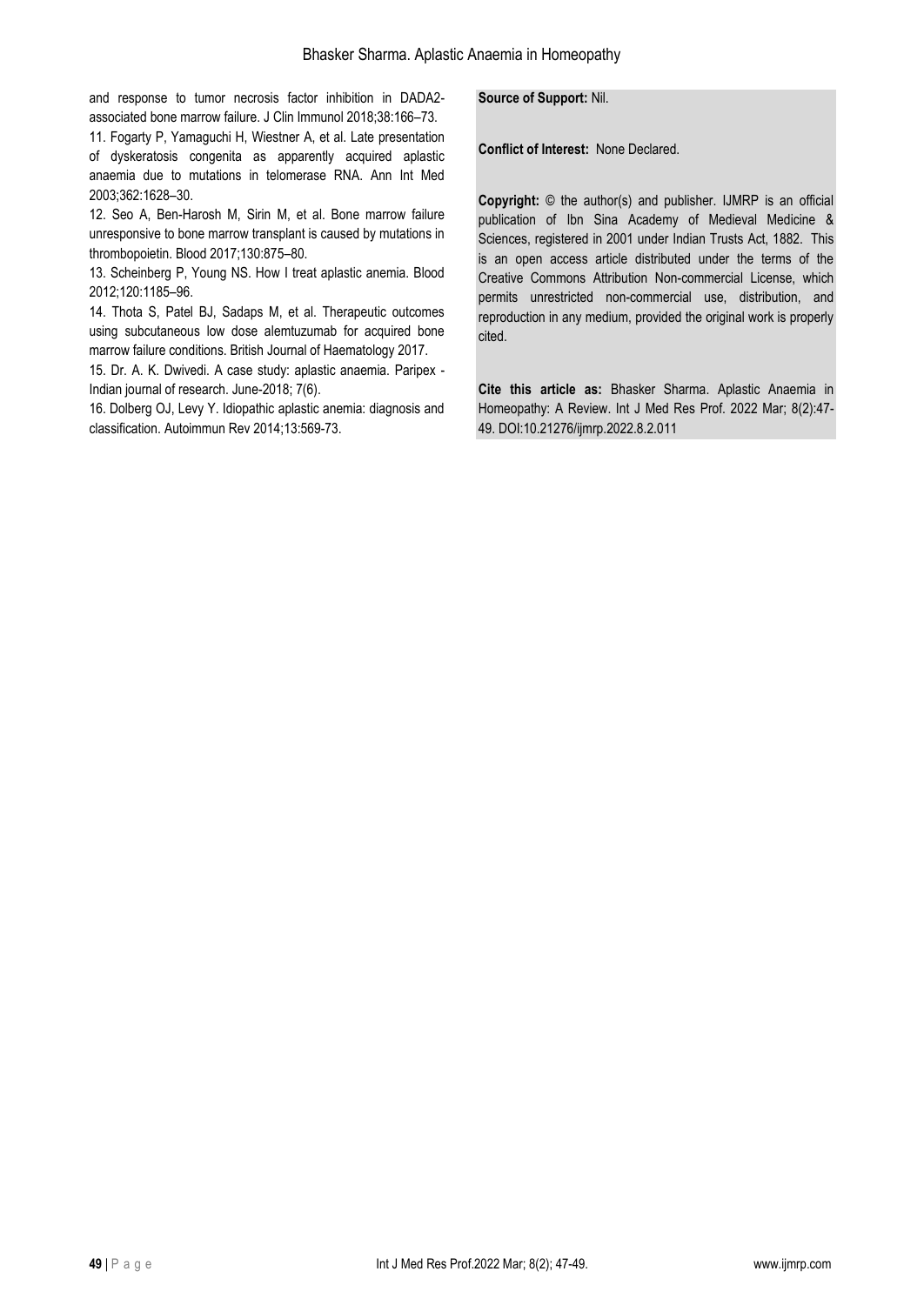and response to tumor necrosis factor inhibition in DADA2-associated bone marrow failure. J Clin Immunol 2018;38:166–73.

11. Fogarty P, Yamaguchi H, Wiestner A, et al. Late presentation of dyskeratosis congenita as apparently acquired aplastic anaemia due to mutations in telomerase RNA. Ann Int Med 2003;362:1628–30.

12. Seo A, Ben-Harosh M, Sirin M, et al. Bone marrow failure unresponsive to bone marrow transplant is caused by mutations in thrombopoietin. Blood 2017;130:875–80.

13. Scheinberg P, Young NS. How I treat aplastic anemia. Blood 2012;120:1185–96.

14. Thota S, Patel BJ, Sadaps M, et al. Therapeutic outcomes using subcutaneous low dose alemtuzumab for acquired bone marrow failure conditions. British Journal of Haematology 2017.

15. Dr. A. K. Dwivedi. A case study: aplastic anaemia. Paripex - Indian journal of research. June-2018; 7(6).

16. Dolberg OJ, Levy Y. Idiopathic aplastic anemia: diagnosis and classification. Autoimmun Rev 2014;13:569-73.

**Source of Support:** Nil.

**Conflict of Interest:** None Declared.

**Copyright:** © the author(s) and publisher. IJMRP is an official publication of Ibn Sina Academy of Medieval Medicine & Sciences, registered in 2001 under Indian Trusts Act, 1882. This is an open access article distributed under the terms of the Creative Commons Attribution Non-commercial License, which permits unrestricted non-commercial use, distribution, and reproduction in any medium, provided the original work is properly cited.

**Cite this article as:** Bhasker Sharma. Aplastic Anaemia in Homeopathy: A Review. Int J Med Res Prof. 2022 Mar; 8(2):47-49. DOI:10.21276/ijmrp.2022.8.2.011